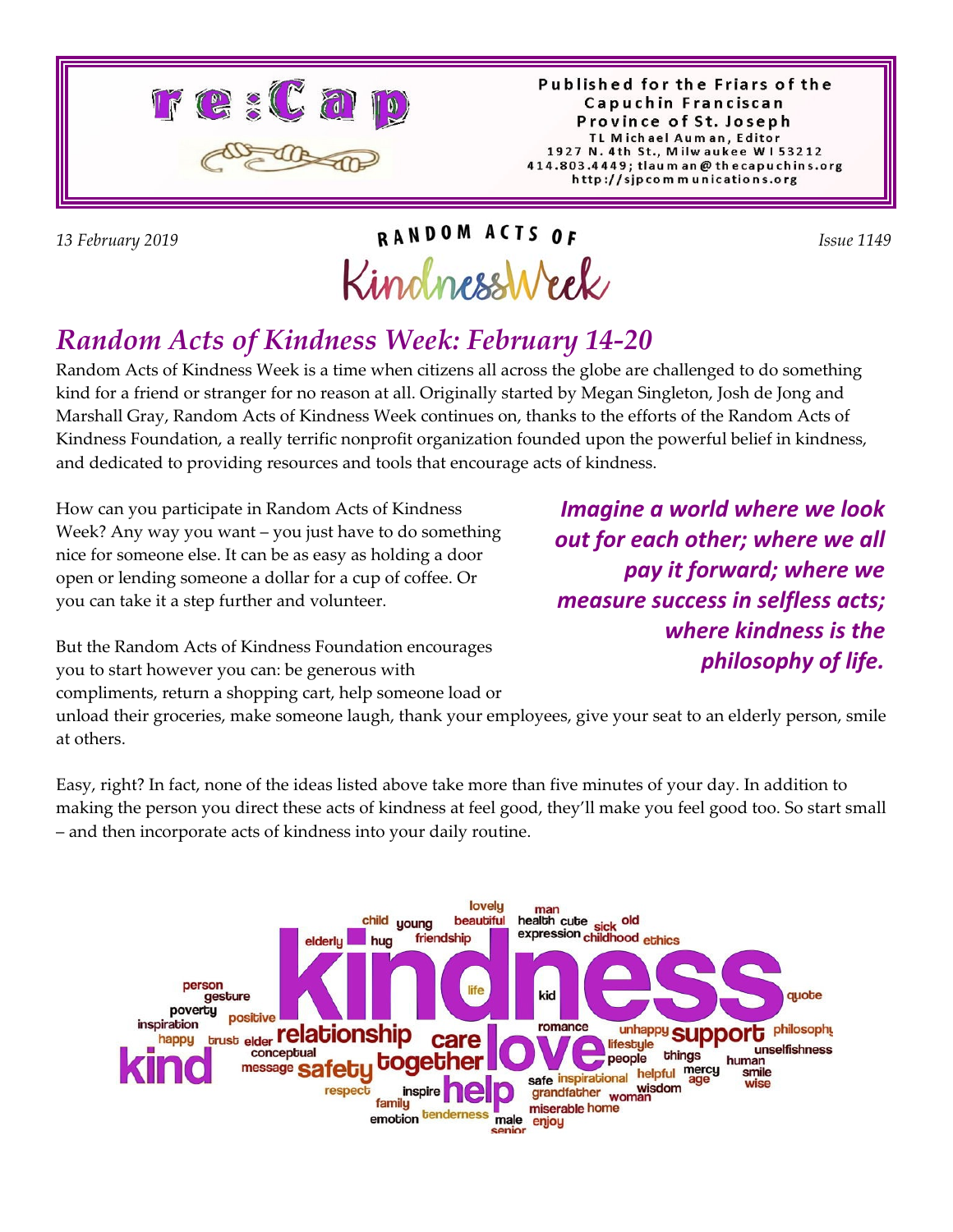# re:Cap

Published for the Friars of the Capuchin Franciscan Province of St. Joseph
TL Michael Auman, Editor
1927 N. 4th St., Milwaukee WI 53212
414.803.4449; tlauman@thecapuchins.org
http://sjpcommunications.org

*13 February 2019* — RANDOM ACTS OF KindnessWeek — *Issue 1149*

## *Random Acts of Kindness Week: February 14-20*

Random Acts of Kindness Week is a time when citizens all across the globe are challenged to do something kind for a friend or stranger for no reason at all. Originally started by Megan Singleton, Josh de Jong and Marshall Gray, Random Acts of Kindness Week continues on, thanks to the efforts of the Random Acts of Kindness Foundation, a really terrific nonprofit organization founded upon the powerful belief in kindness, and dedicated to providing resources and tools that encourage acts of kindness.

How can you participate in Random Acts of Kindness Week? Any way you want – you just have to do something nice for someone else. It can be as easy as holding a door open or lending someone a dollar for a cup of coffee. Or you can take it a step further and volunteer.

***Imagine a world where we look out for each other; where we all pay it forward; where we measure success in selfless acts; where kindness is the philosophy of life.***

But the Random Acts of Kindness Foundation encourages you to start however you can: be generous with compliments, return a shopping cart, help someone load or unload their groceries, make someone laugh, thank your employees, give your seat to an elderly person, smile at others.

Easy, right? In fact, none of the ideas listed above take more than five minutes of your day. In addition to making the person you direct these acts of kindness at feel good, they'll make you feel good too. So start small – and then incorporate acts of kindness into your daily routine.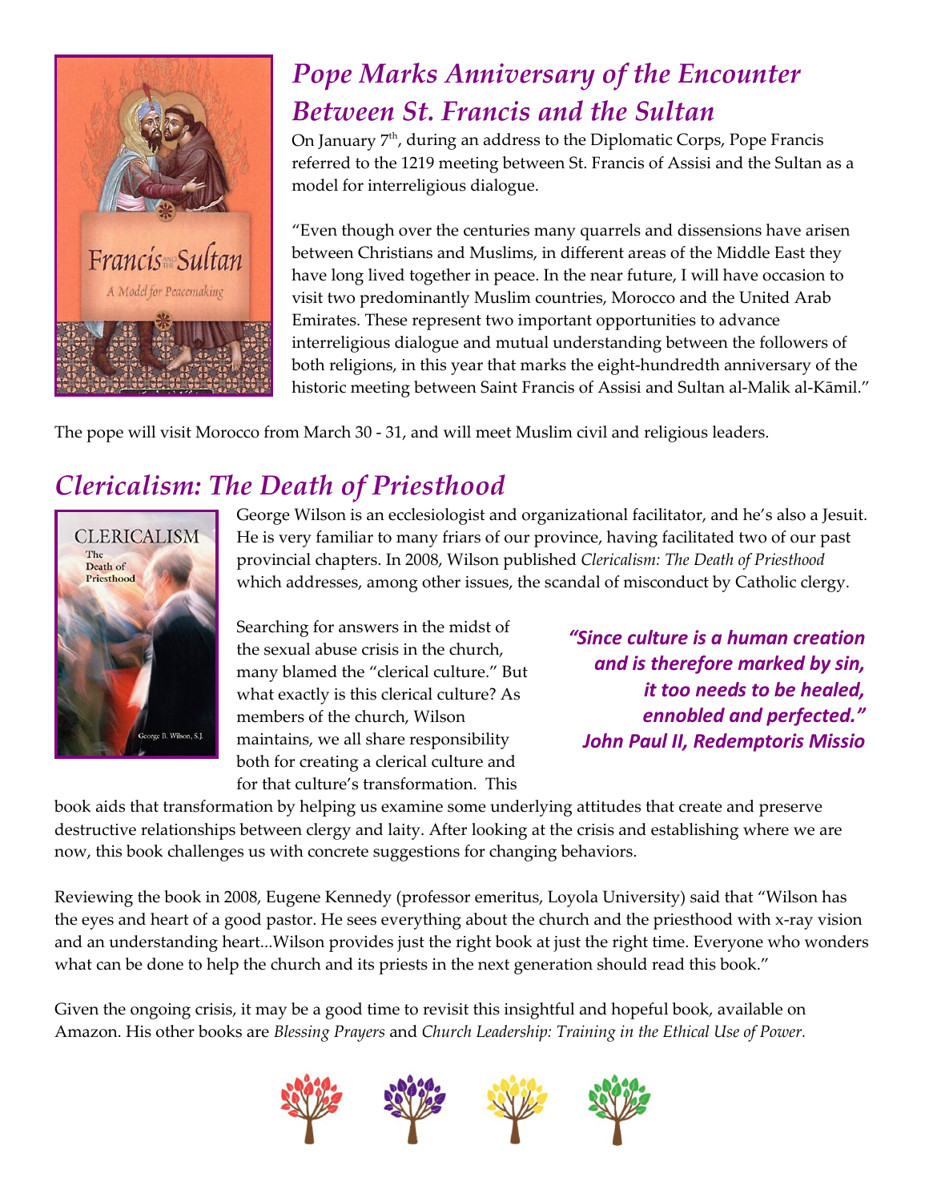## *Pope Marks Anniversary of the Encounter Between St. Francis and the Sultan*

On January 7th, during an address to the Diplomatic Corps, Pope Francis referred to the 1219 meeting between St. Francis of Assisi and the Sultan as a model for interreligious dialogue.

"Even though over the centuries many quarrels and dissensions have arisen between Christians and Muslims, in different areas of the Middle East they have long lived together in peace. In the near future, I will have occasion to visit two predominantly Muslim countries, Morocco and the United Arab Emirates. These represent two important opportunities to advance interreligious dialogue and mutual understanding between the followers of both religions, in this year that marks the eight-hundredth anniversary of the historic meeting between Saint Francis of Assisi and Sultan al-Malik al-Kāmil."

The pope will visit Morocco from March 30 - 31, and will meet Muslim civil and religious leaders.

## *Clericalism: The Death of Priesthood*

George Wilson is an ecclesiologist and organizational facilitator, and he's also a Jesuit. He is very familiar to many friars of our province, having facilitated two of our past provincial chapters. In 2008, Wilson published *Clericalism: The Death of Priesthood* which addresses, among other issues, the scandal of misconduct by Catholic clergy.

Searching for answers in the midst of the sexual abuse crisis in the church, many blamed the "clerical culture." But what exactly is this clerical culture? As members of the church, Wilson maintains, we all share responsibility both for creating a clerical culture and for that culture's transformation. This book aids that transformation by helping us examine some underlying attitudes that create and preserve destructive relationships between clergy and laity. After looking at the crisis and establishing where we are now, this book challenges us with concrete suggestions for changing behaviors.

> ***"Since culture is a human creation and is therefore marked by sin, it too needs to be healed, ennobled and perfected." John Paul II, Redemptoris Missio***

Reviewing the book in 2008, Eugene Kennedy (professor emeritus, Loyola University) said that "Wilson has the eyes and heart of a good pastor. He sees everything about the church and the priesthood with x-ray vision and an understanding heart...Wilson provides just the right book at just the right time. Everyone who wonders what can be done to help the church and its priests in the next generation should read this book."

Given the ongoing crisis, it may be a good time to revisit this insightful and hopeful book, available on Amazon. His other books are *Blessing Prayers* and *Church Leadership: Training in the Ethical Use of Power.*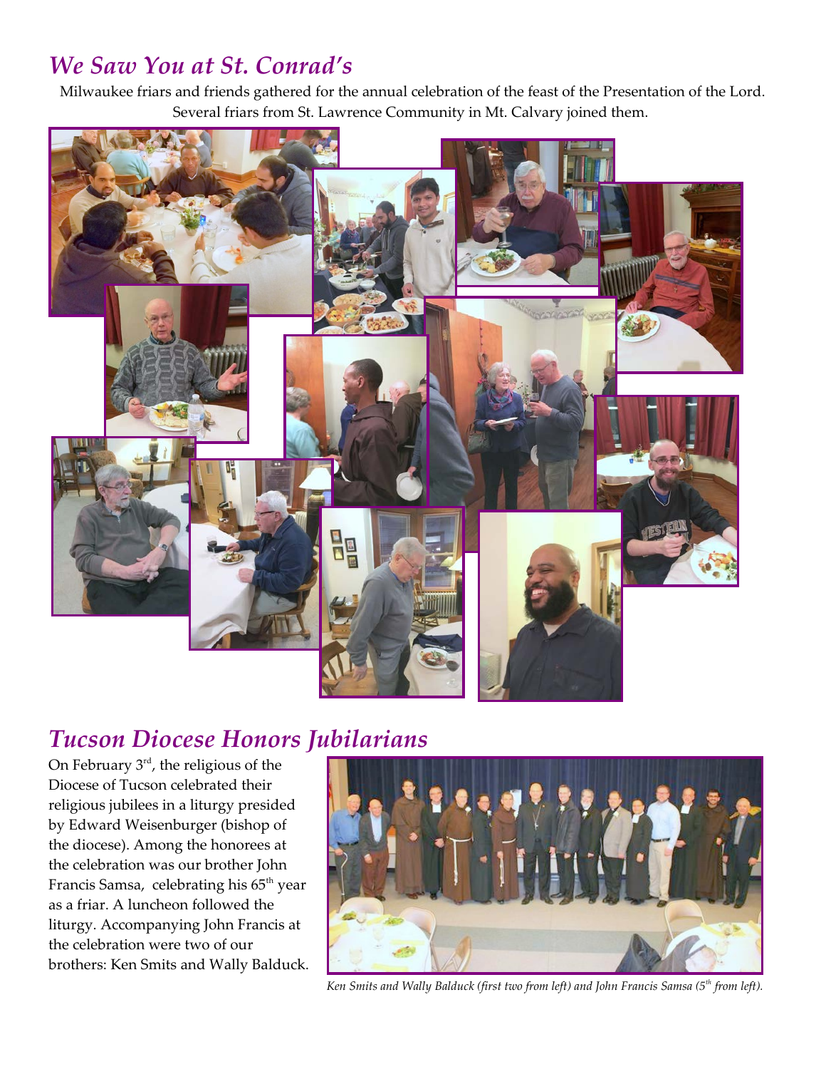## *We Saw You at St. Conrad's*

Milwaukee friars and friends gathered for the annual celebration of the feast of the Presentation of the Lord. Several friars from St. Lawrence Community in Mt. Calvary joined them.

## *Tucson Diocese Honors Jubilarians*

On February 3rd, the religious of the Diocese of Tucson celebrated their religious jubilees in a liturgy presided by Edward Weisenburger (bishop of the diocese). Among the honorees at the celebration was our brother John Francis Samsa, celebrating his 65th year as a friar. A luncheon followed the liturgy. Accompanying John Francis at the celebration were two of our brothers: Ken Smits and Wally Balduck.

*Ken Smits and Wally Balduck (first two from left) and John Francis Samsa (5th from left).*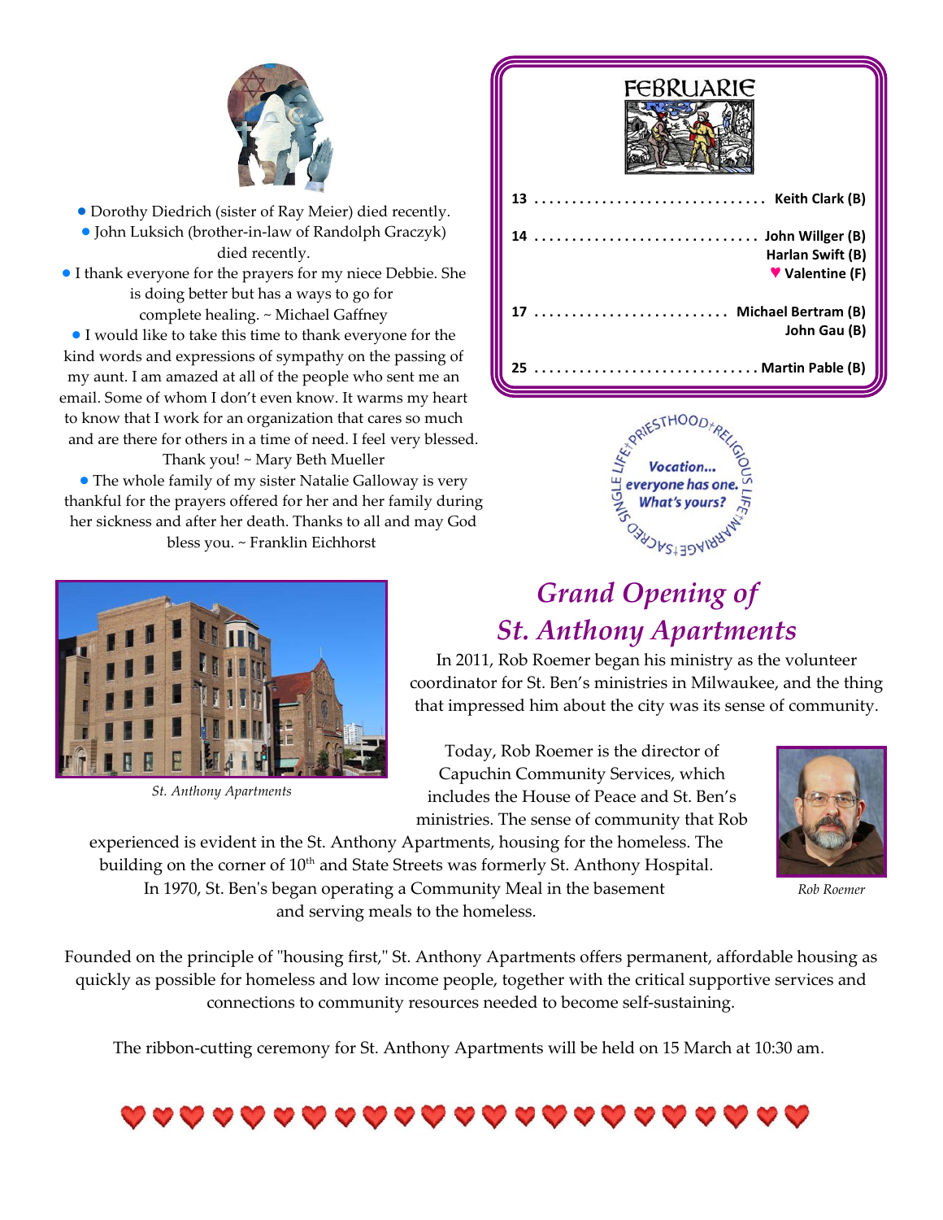- Dorothy Diedrich (sister of Ray Meier) died recently.
- John Luksich (brother-in-law of Randolph Graczyk) died recently.
- I thank everyone for the prayers for my niece Debbie. She is doing better but has a ways to go for complete healing. ~ Michael Gaffney
- I would like to take this time to thank everyone for the kind words and expressions of sympathy on the passing of my aunt. I am amazed at all of the people who sent me an email. Some of whom I don't even know. It warms my heart to know that I work for an organization that cares so much and are there for others in a time of need. I feel very blessed. Thank you! ~ Mary Beth Mueller
- The whole family of my sister Natalie Galloway is very thankful for the prayers offered for her and her family during her sickness and after her death. Thanks to all and may God bless you. ~ Franklin Eichhorst

## FEBRUARIE

**13** ............................... **Keith Clark (B)**

**14** ............................... **John Willger (B)**
**Harlan Swift (B)**
♥ **Valentine (F)**

**17** ............................... **Michael Bertram (B)**
**John Gau (B)**

**25** ............................... **Martin Pable (B)**

PRIESTHOOD † RELIGIOUS LIFE † MARRIAGE † SACRED SINGLE LIFE

*Vocation... everyone has one. What's yours?*

St. Anthony Apartments

## *Grand Opening of St. Anthony Apartments*

In 2011, Rob Roemer began his ministry as the volunteer coordinator for St. Ben's ministries in Milwaukee, and the thing that impressed him about the city was its sense of community.

Today, Rob Roemer is the director of Capuchin Community Services, which includes the House of Peace and St. Ben's ministries. The sense of community that Rob experienced is evident in the St. Anthony Apartments, housing for the homeless. The building on the corner of 10th and State Streets was formerly St. Anthony Hospital. In 1970, St. Ben's began operating a Community Meal in the basement and serving meals to the homeless.

Rob Roemer

Founded on the principle of "housing first," St. Anthony Apartments offers permanent, affordable housing as quickly as possible for homeless and low income people, together with the critical supportive services and connections to community resources needed to become self-sustaining.

The ribbon-cutting ceremony for St. Anthony Apartments will be held on 15 March at 10:30 am.